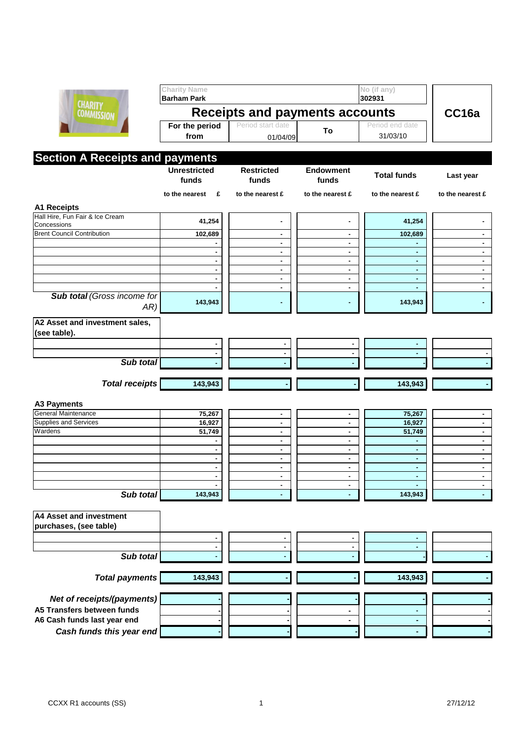| Charity Name | No (if any) | |
|---|---|---|
| Barham Park | 302931 | |

# Receipts and payments accounts

**CC16a**

| For the period from | Period start date | To | Period end date |
|---|---|---|---|
| | 01/04/09 | | 31/03/10 |

## Section A Receipts and payments

| | Unrestricted funds | Restricted funds | Endowment funds | Total funds | Last year |
|---|---|---|---|---|---|
| | to the nearest £ | to the nearest £ | to the nearest £ | to the nearest £ | to the nearest £ |
| **A1 Receipts** | | | | | |
| Hall Hire, Fun Fair & Ice Cream Concessions | 41,254 | - | - | 41,254 | - |
| Brent Council Contribution | 102,689 | - | - | 102,689 | - |
| | - | - | - | - | - |
| | - | - | - | - | - |
| | - | - | - | - | - |
| | - | - | - | - | - |
| | - | - | - | - | - |
| | - | - | - | - | - |
| ***Sub total** (Gross income for AR)* | 143,943 | - | - | 143,943 | - |
| **A2 Asset and investment sales, (see table).** | | | | | |
| | - | - | - | - | |
| | - | - | - | - | - |
| ***Sub total*** | - | - | - | - | - |
| ***Total receipts*** | 143,943 | - | - | 143,943 | - |
| **A3 Payments** | | | | | |
| General Maintenance | 75,267 | - | - | 75,267 | - |
| Supplies and Services | 16,927 | - | - | 16,927 | - |
| Wardens | 51,749 | - | - | 51,749 | - |
| | - | - | - | - | - |
| | - | - | - | - | - |
| | - | - | - | - | - |
| | - | - | - | - | - |
| | - | - | - | - | - |
| | - | - | - | - | - |
| ***Sub total*** | 143,943 | - | - | 143,943 | - |
| **A4 Asset and investment purchases, (see table)** | | | | | |
| | - | - | - | - | |
| | - | - | - | - | - |
| ***Sub total*** | - | - | - | - | - |
| ***Total payments*** | 143,943 | - | - | 143,943 | - |
| ***Net of receipts/(payments)*** | - | - | - | - | - |
| **A5 Transfers between funds** | - | - | - | - | - |
| **A6 Cash funds last year end** | - | - | - | - | - |
| ***Cash funds this year end*** | - | - | - | - | - |

CCXX R1 accounts (SS) 27/12/12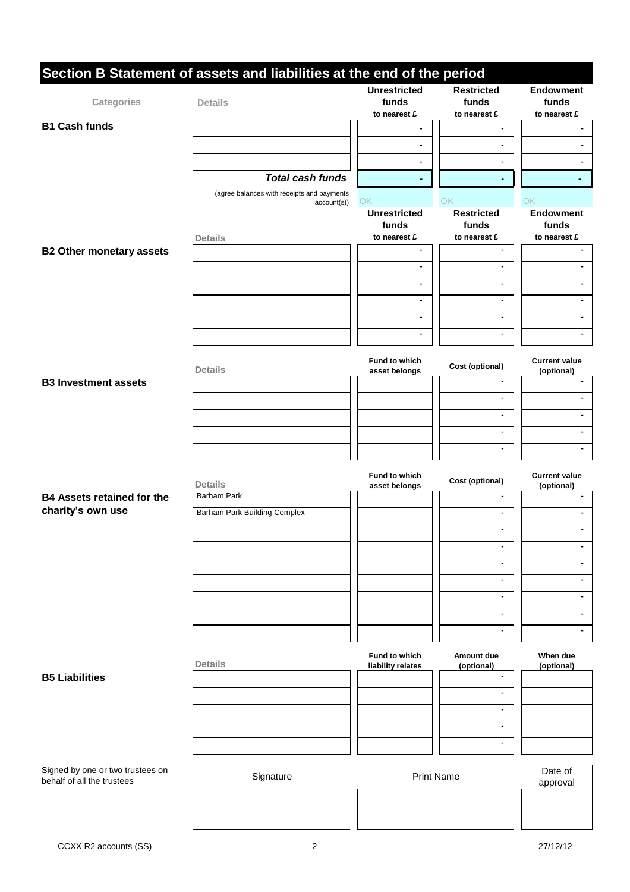## Section B Statement of assets and liabilities at the end of the period

| Categories | Details | Unrestricted funds to nearest £ | Restricted funds to nearest £ | Endowment funds to nearest £ |
|---|---|---|---|---|
| **B1 Cash funds** | | - | - | - |
| | | - | - | - |
| | | - | - | - |
| | ***Total cash funds*** | - | - | - |
| | (agree balances with receipts and payments account(s)) | OK | OK | OK |

| | Details | Unrestricted funds to nearest £ | Restricted funds to nearest £ | Endowment funds to nearest £ |
|---|---|---|---|---|
| **B2 Other monetary assets** | | - | - | - |
| | | - | - | - |
| | | - | - | - |
| | | - | - | - |
| | | - | - | - |
| | | - | - | - |

| | Details | Fund to which asset belongs | Cost (optional) | Current value (optional) |
|---|---|---|---|---|
| **B3 Investment assets** | | | - | - |
| | | | - | - |
| | | | - | - |
| | | | - | - |
| | | | - | - |

| | Details | Fund to which asset belongs | Cost (optional) | Current value (optional) |
|---|---|---|---|---|
| **B4 Assets retained for the charity's own use** | Barham Park | | - | - |
| | Barham Park Building Complex | | - | - |
| | | | - | - |
| | | | - | - |
| | | | - | - |
| | | | - | - |
| | | | - | - |
| | | | - | - |
| | | | - | - |

| | Details | Fund to which liability relates | Amount due (optional) | When due (optional) |
|---|---|---|---|---|
| **B5 Liabilities** | | | - | |
| | | | - | |
| | | | - | |
| | | | - | |
| | | | - | |

| Signed by one or two trustees on behalf of all the trustees | Signature | Print Name | Date of approval |
|---|---|---|---|
| | | | |
| | | | |

CCXX R2 accounts (SS) 27/12/12